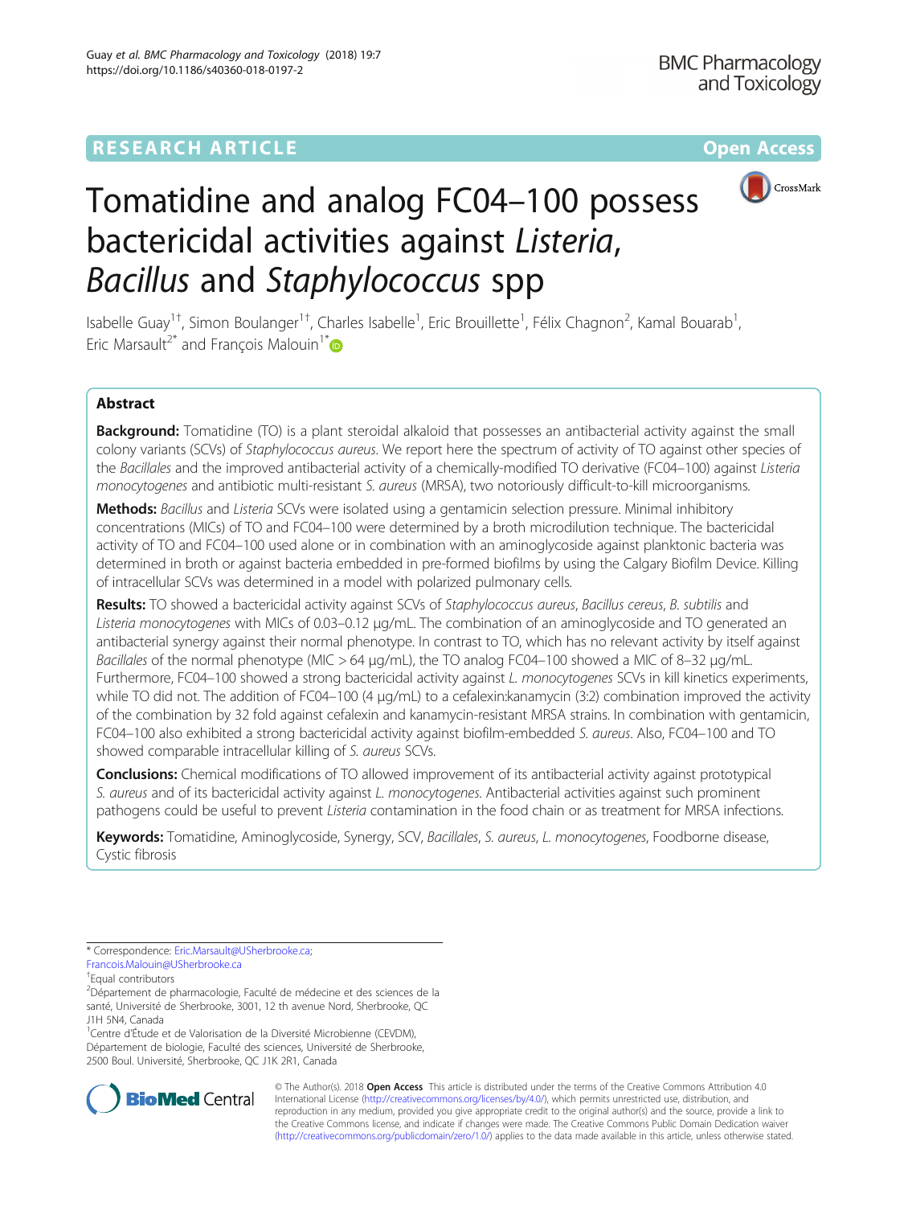RESEARCH ARTICLE Open Access

# Tomatidine and analog FC04–100 possess bactericidal activities against *Listeria*, *Bacillus* and *Staphylococcus* spp

Isabelle Guay[1†], Simon Boulanger[1†], Charles Isabelle[1], Eric Brouillette[1], Félix Chagnon[2], Kamal Bouarab[1], Eric Marsault[2*] and François Malouin[1*]

## Abstract

**Background:** Tomatidine (TO) is a plant steroidal alkaloid that possesses an antibacterial activity against the small colony variants (SCVs) of *Staphylococcus aureus*. We report here the spectrum of activity of TO against other species of the *Bacillales* and the improved antibacterial activity of a chemically-modified TO derivative (FC04–100) against *Listeria monocytogenes* and antibiotic multi-resistant *S. aureus* (MRSA), two notoriously difficult-to-kill microorganisms.

**Methods:** *Bacillus* and *Listeria* SCVs were isolated using a gentamicin selection pressure. Minimal inhibitory concentrations (MICs) of TO and FC04–100 were determined by a broth microdilution technique. The bactericidal activity of TO and FC04–100 used alone or in combination with an aminoglycoside against planktonic bacteria was determined in broth or against bacteria embedded in pre-formed biofilms by using the Calgary Biofilm Device. Killing of intracellular SCVs was determined in a model with polarized pulmonary cells.

**Results:** TO showed a bactericidal activity against SCVs of *Staphylococcus aureus*, *Bacillus cereus*, *B. subtilis* and *Listeria monocytogenes* with MICs of 0.03–0.12 μg/mL. The combination of an aminoglycoside and TO generated an antibacterial synergy against their normal phenotype. In contrast to TO, which has no relevant activity by itself against *Bacillales* of the normal phenotype (MIC > 64 μg/mL), the TO analog FC04–100 showed a MIC of 8–32 μg/mL. Furthermore, FC04–100 showed a strong bactericidal activity against *L. monocytogenes* SCVs in kill kinetics experiments, while TO did not. The addition of FC04–100 (4 μg/mL) to a cefalexin:kanamycin (3:2) combination improved the activity of the combination by 32 fold against cefalexin and kanamycin-resistant MRSA strains. In combination with gentamicin, FC04–100 also exhibited a strong bactericidal activity against biofilm-embedded *S. aureus*. Also, FC04–100 and TO showed comparable intracellular killing of *S. aureus* SCVs.

**Conclusions:** Chemical modifications of TO allowed improvement of its antibacterial activity against prototypical *S. aureus* and of its bactericidal activity against *L. monocytogenes*. Antibacterial activities against such prominent pathogens could be useful to prevent *Listeria* contamination in the food chain or as treatment for MRSA infections.

**Keywords:** Tomatidine, Aminoglycoside, Synergy, SCV, *Bacillales*, *S. aureus*, *L. monocytogenes*, Foodborne disease, Cystic fibrosis

---

\* Correspondence: Eric.Marsault@USherbrooke.ca; Francois.Malouin@USherbrooke.ca

†Equal contributors

[2]Département de pharmacologie, Faculté de médecine et des sciences de la santé, Université de Sherbrooke, 3001, 12 th avenue Nord, Sherbrooke, QC J1H 5N4, Canada

[1]Centre d'Étude et de Valorisation de la Diversité Microbienne (CEVDM), Département de biologie, Faculté des sciences, Université de Sherbrooke, 2500 Boul. Université, Sherbrooke, QC J1K 2R1, Canada

© The Author(s). 2018 **Open Access** This article is distributed under the terms of the Creative Commons Attribution 4.0 International License (http://creativecommons.org/licenses/by/4.0/), which permits unrestricted use, distribution, and reproduction in any medium, provided you give appropriate credit to the original author(s) and the source, provide a link to the Creative Commons license, and indicate if changes were made. The Creative Commons Public Domain Dedication waiver (http://creativecommons.org/publicdomain/zero/1.0/) applies to the data made available in this article, unless otherwise stated.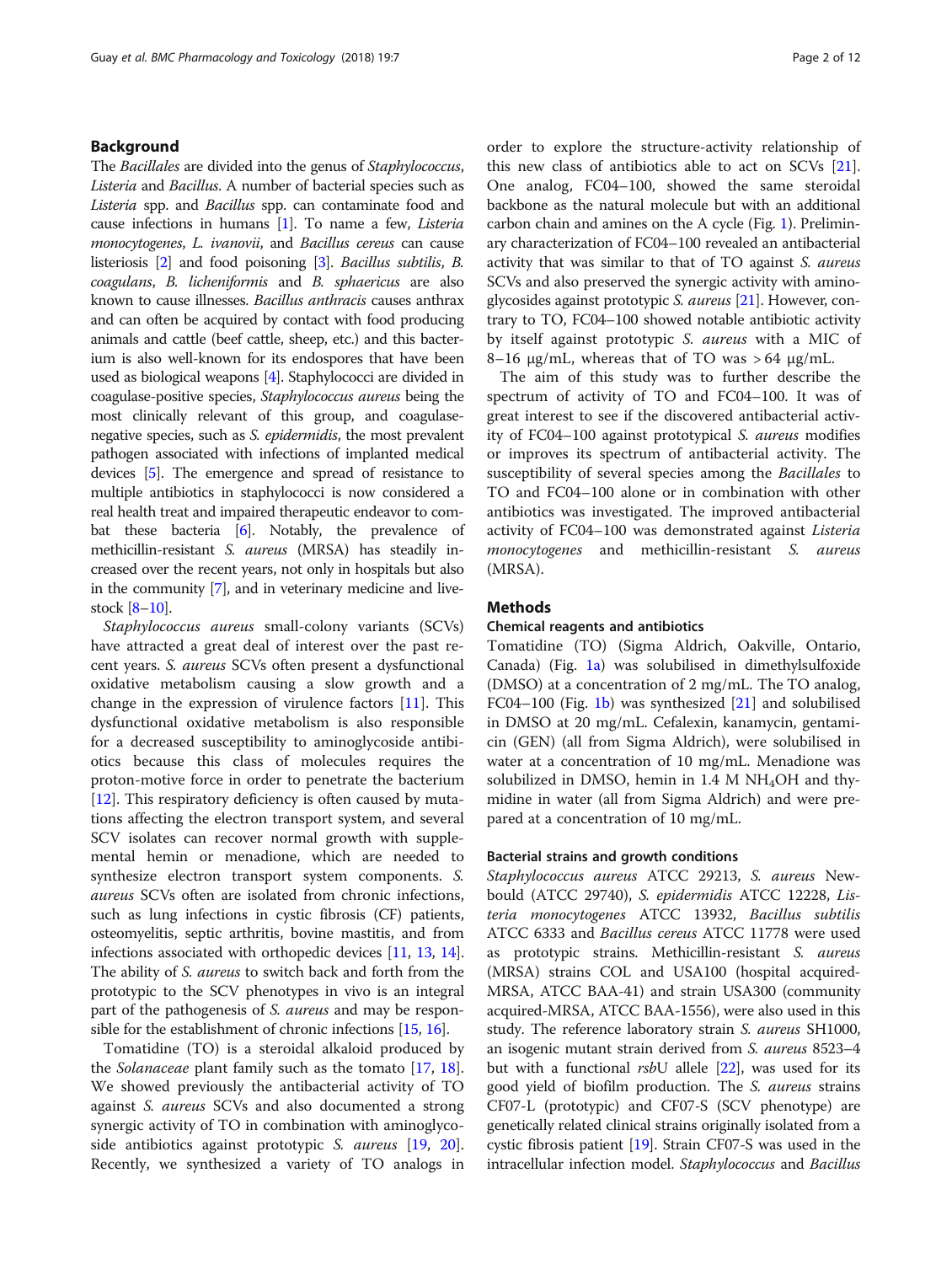## Background

The *Bacillales* are divided into the genus of *Staphylococcus*, *Listeria* and *Bacillus*. A number of bacterial species such as *Listeria* spp. and *Bacillus* spp. can contaminate food and cause infections in humans [1]. To name a few, *Listeria monocytogenes*, *L. ivanovii*, and *Bacillus cereus* can cause listeriosis [2] and food poisoning [3]. *Bacillus subtilis*, *B. coagulans*, *B. licheniformis* and *B. sphaericus* are also known to cause illnesses. *Bacillus anthracis* causes anthrax and can often be acquired by contact with food producing animals and cattle (beef cattle, sheep, etc.) and this bacterium is also well-known for its endospores that have been used as biological weapons [4]. Staphylococci are divided in coagulase-positive species, *Staphylococcus aureus* being the most clinically relevant of this group, and coagulase-negative species, such as *S. epidermidis*, the most prevalent pathogen associated with infections of implanted medical devices [5]. The emergence and spread of resistance to multiple antibiotics in staphylococci is now considered a real health treat and impaired therapeutic endeavor to combat these bacteria [6]. Notably, the prevalence of methicillin-resistant *S. aureus* (MRSA) has steadily increased over the recent years, not only in hospitals but also in the community [7], and in veterinary medicine and livestock [8–10].

*Staphylococcus aureus* small-colony variants (SCVs) have attracted a great deal of interest over the past recent years. *S. aureus* SCVs often present a dysfunctional oxidative metabolism causing a slow growth and a change in the expression of virulence factors [11]. This dysfunctional oxidative metabolism is also responsible for a decreased susceptibility to aminoglycoside antibiotics because this class of molecules requires the proton-motive force in order to penetrate the bacterium [12]. This respiratory deficiency is often caused by mutations affecting the electron transport system, and several SCV isolates can recover normal growth with supplemental hemin or menadione, which are needed to synthesize electron transport system components. *S. aureus* SCVs often are isolated from chronic infections, such as lung infections in cystic fibrosis (CF) patients, osteomyelitis, septic arthritis, bovine mastitis, and from infections associated with orthopedic devices [11, 13, 14]. The ability of *S. aureus* to switch back and forth from the prototypic to the SCV phenotypes in vivo is an integral part of the pathogenesis of *S. aureus* and may be responsible for the establishment of chronic infections [15, 16].

Tomatidine (TO) is a steroidal alkaloid produced by the *Solanaceae* plant family such as the tomato [17, 18]. We showed previously the antibacterial activity of TO against *S. aureus* SCVs and also documented a strong synergic activity of TO in combination with aminoglycoside antibiotics against prototypic *S. aureus* [19, 20]. Recently, we synthesized a variety of TO analogs in order to explore the structure-activity relationship of this new class of antibiotics able to act on SCVs [21]. One analog, FC04–100, showed the same steroidal backbone as the natural molecule but with an additional carbon chain and amines on the A cycle (Fig. 1). Preliminary characterization of FC04–100 revealed an antibacterial activity that was similar to that of TO against *S. aureus* SCVs and also preserved the synergic activity with aminoglycosides against prototypic *S. aureus* [21]. However, contrary to TO, FC04–100 showed notable antibiotic activity by itself against prototypic *S. aureus* with a MIC of 8–16 μg/mL, whereas that of TO was > 64 μg/mL.

The aim of this study was to further describe the spectrum of activity of TO and FC04–100. It was of great interest to see if the discovered antibacterial activity of FC04–100 against prototypical *S. aureus* modifies or improves its spectrum of antibacterial activity. The susceptibility of several species among the *Bacillales* to TO and FC04–100 alone or in combination with other antibiotics was investigated. The improved antibacterial activity of FC04–100 was demonstrated against *Listeria monocytogenes* and methicillin-resistant *S. aureus* (MRSA).

## Methods

### Chemical reagents and antibiotics

Tomatidine (TO) (Sigma Aldrich, Oakville, Ontario, Canada) (Fig. 1a) was solubilised in dimethylsulfoxide (DMSO) at a concentration of 2 mg/mL. The TO analog, FC04–100 (Fig. 1b) was synthesized [21] and solubilised in DMSO at 20 mg/mL. Cefalexin, kanamycin, gentamicin (GEN) (all from Sigma Aldrich), were solubilised in water at a concentration of 10 mg/mL. Menadione was solubilized in DMSO, hemin in 1.4 M $NH_4OH$ and thymidine in water (all from Sigma Aldrich) and were prepared at a concentration of 10 mg/mL.

### Bacterial strains and growth conditions

*Staphylococcus aureus* ATCC 29213, *S. aureus* Newbould (ATCC 29740), *S. epidermidis* ATCC 12228, *Listeria monocytogenes* ATCC 13932, *Bacillus subtilis* ATCC 6333 and *Bacillus cereus* ATCC 11778 were used as prototypic strains. Methicillin-resistant *S. aureus* (MRSA) strains COL and USA100 (hospital acquired-MRSA, ATCC BAA-41) and strain USA300 (community acquired-MRSA, ATCC BAA-1556), were also used in this study. The reference laboratory strain *S. aureus* SH1000, an isogenic mutant strain derived from *S. aureus* 8523–4 but with a functional *rsb*U allele [22], was used for its good yield of biofilm production. The *S. aureus* strains CF07-L (prototypic) and CF07-S (SCV phenotype) are genetically related clinical strains originally isolated from a cystic fibrosis patient [19]. Strain CF07-S was used in the intracellular infection model. *Staphylococcus* and *Bacillus*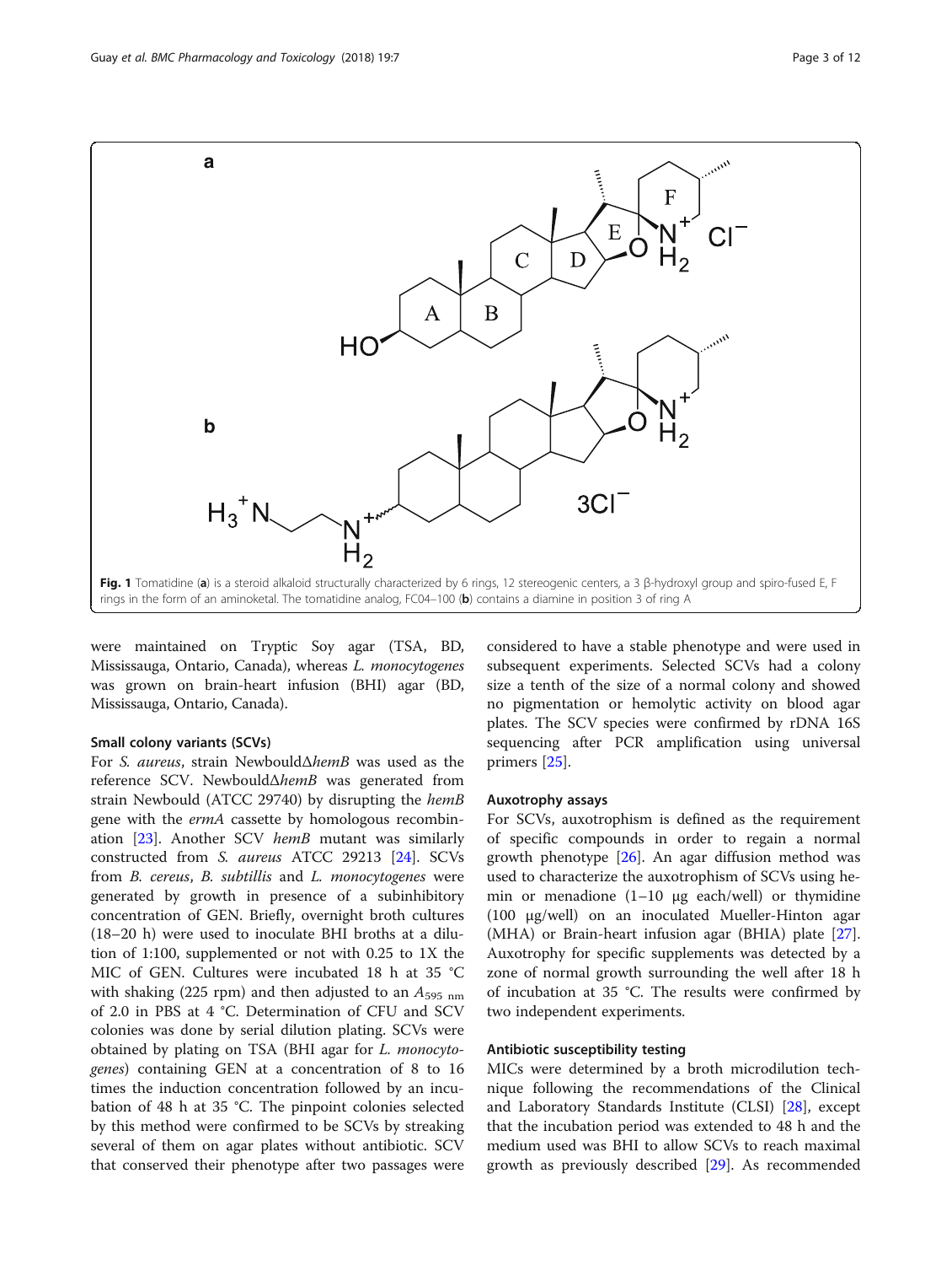Fig. 1 Tomatidine (**a**) is a steroid alkaloid structurally characterized by 6 rings, 12 stereogenic centers, a 3 β-hydroxyl group and spiro-fused E, F rings in the form of an aminoketal. The tomatidine analog, FC04–100 (**b**) contains a diamine in position 3 of ring A

were maintained on Tryptic Soy agar (TSA, BD, Mississauga, Ontario, Canada), whereas *L. monocytogenes* was grown on brain-heart infusion (BHI) agar (BD, Mississauga, Ontario, Canada).

#### Small colony variants (SCVs)

For *S. aureus*, strain NewbouldΔ*hemB* was used as the reference SCV. NewbouldΔ*hemB* was generated from strain Newbould (ATCC 29740) by disrupting the *hemB* gene with the *ermA* cassette by homologous recombination [23]. Another SCV *hemB* mutant was similarly constructed from *S. aureus* ATCC 29213 [24]. SCVs from *B. cereus*, *B. subtillis* and *L. monocytogenes* were generated by growth in presence of a subinhibitory concentration of GEN. Briefly, overnight broth cultures (18–20 h) were used to inoculate BHI broths at a dilution of 1:100, supplemented or not with 0.25 to 1X the MIC of GEN. Cultures were incubated 18 h at 35 °C with shaking (225 rpm) and then adjusted to an $A_{595\ \mathrm{nm}}$ of 2.0 in PBS at 4 °C. Determination of CFU and SCV colonies was done by serial dilution plating. SCVs were obtained by plating on TSA (BHI agar for *L. monocytogenes*) containing GEN at a concentration of 8 to 16 times the induction concentration followed by an incubation of 48 h at 35 °C. The pinpoint colonies selected by this method were confirmed to be SCVs by streaking several of them on agar plates without antibiotic. SCV that conserved their phenotype after two passages were considered to have a stable phenotype and were used in subsequent experiments. Selected SCVs had a colony size a tenth of the size of a normal colony and showed no pigmentation or hemolytic activity on blood agar plates. The SCV species were confirmed by rDNA 16S sequencing after PCR amplification using universal primers [25].

#### Auxotrophy assays

For SCVs, auxotrophism is defined as the requirement of specific compounds in order to regain a normal growth phenotype [26]. An agar diffusion method was used to characterize the auxotrophism of SCVs using hemin or menadione (1–10 μg each/well) or thymidine (100 μg/well) on an inoculated Mueller-Hinton agar (MHA) or Brain-heart infusion agar (BHIA) plate [27]. Auxotrophy for specific supplements was detected by a zone of normal growth surrounding the well after 18 h of incubation at 35 °C. The results were confirmed by two independent experiments.

#### Antibiotic susceptibility testing

MICs were determined by a broth microdilution technique following the recommendations of the Clinical and Laboratory Standards Institute (CLSI) [28], except that the incubation period was extended to 48 h and the medium used was BHI to allow SCVs to reach maximal growth as previously described [29]. As recommended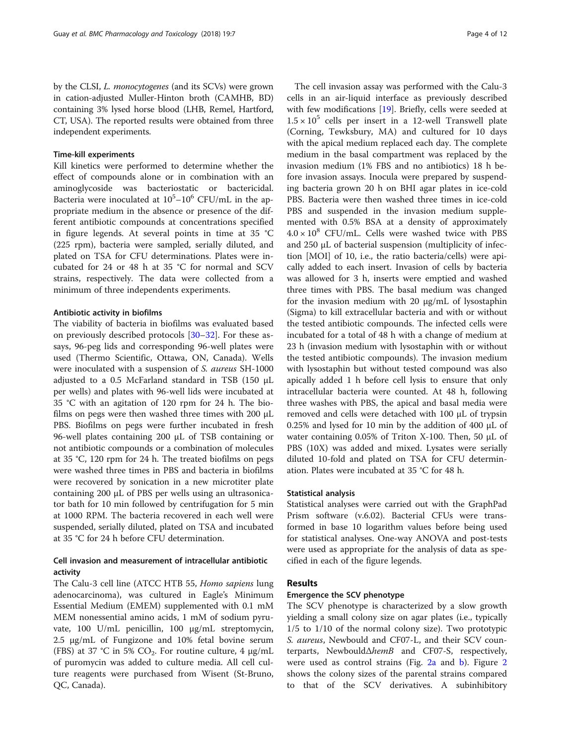by the CLSI, *L. monocytogenes* (and its SCVs) were grown in cation-adjusted Muller-Hinton broth (CAMHB, BD) containing 3% lysed horse blood (LHB, Remel, Hartford, CT, USA). The reported results were obtained from three independent experiments.

#### Time-kill experiments

Kill kinetics were performed to determine whether the effect of compounds alone or in combination with an aminoglycoside was bacteriostatic or bactericidal. Bacteria were inoculated at $10^5$–$10^6$ CFU/mL in the appropriate medium in the absence or presence of the different antibiotic compounds at concentrations specified in figure legends. At several points in time at 35 °C (225 rpm), bacteria were sampled, serially diluted, and plated on TSA for CFU determinations. Plates were incubated for 24 or 48 h at 35 °C for normal and SCV strains, respectively. The data were collected from a minimum of three independents experiments.

#### Antibiotic activity in biofilms

The viability of bacteria in biofilms was evaluated based on previously described protocols [30–32]. For these assays, 96-peg lids and corresponding 96-well plates were used (Thermo Scientific, Ottawa, ON, Canada). Wells were inoculated with a suspension of *S. aureus* SH-1000 adjusted to a 0.5 McFarland standard in TSB (150 μL per wells) and plates with 96-well lids were incubated at 35 °C with an agitation of 120 rpm for 24 h. The biofilms on pegs were then washed three times with 200 μL PBS. Biofilms on pegs were further incubated in fresh 96-well plates containing 200 μL of TSB containing or not antibiotic compounds or a combination of molecules at 35 °C, 120 rpm for 24 h. The treated biofilms on pegs were washed three times in PBS and bacteria in biofilms were recovered by sonication in a new microtiter plate containing 200 μL of PBS per wells using an ultrasonicator bath for 10 min followed by centrifugation for 5 min at 1000 RPM. The bacteria recovered in each well were suspended, serially diluted, plated on TSA and incubated at 35 °C for 24 h before CFU determination.

### Cell invasion and measurement of intracellular antibiotic activity

The Calu-3 cell line (ATCC HTB 55, *Homo sapiens* lung adenocarcinoma), was cultured in Eagle's Minimum Essential Medium (EMEM) supplemented with 0.1 mM MEM nonessential amino acids, 1 mM of sodium pyruvate, 100 U/mL penicillin, 100 μg/mL streptomycin, 2.5 μg/mL of Fungizone and 10% fetal bovine serum (FBS) at 37 °C in 5% $CO_2$. For routine culture, 4 μg/mL of puromycin was added to culture media. All cell culture reagents were purchased from Wisent (St-Bruno, QC, Canada).

The cell invasion assay was performed with the Calu-3 cells in an air-liquid interface as previously described with few modifications [19]. Briefly, cells were seeded at $1.5 \times 10^5$ cells per insert in a 12-well Transwell plate (Corning, Tewksbury, MA) and cultured for 10 days with the apical medium replaced each day. The complete medium in the basal compartment was replaced by the invasion medium (1% FBS and no antibiotics) 18 h before invasion assays. Inocula were prepared by suspending bacteria grown 20 h on BHI agar plates in ice-cold PBS. Bacteria were then washed three times in ice-cold PBS and suspended in the invasion medium supplemented with 0.5% BSA at a density of approximately $4.0 \times 10^8$ CFU/mL. Cells were washed twice with PBS and 250 μL of bacterial suspension (multiplicity of infection [MOI] of 10, i.e., the ratio bacteria/cells) were apically added to each insert. Invasion of cells by bacteria was allowed for 3 h, inserts were emptied and washed three times with PBS. The basal medium was changed for the invasion medium with 20 μg/mL of lysostaphin (Sigma) to kill extracellular bacteria and with or without the tested antibiotic compounds. The infected cells were incubated for a total of 48 h with a change of medium at 23 h (invasion medium with lysostaphin with or without the tested antibiotic compounds). The invasion medium with lysostaphin but without tested compound was also apically added 1 h before cell lysis to ensure that only intracellular bacteria were counted. At 48 h, following three washes with PBS, the apical and basal media were removed and cells were detached with 100 μL of trypsin 0.25% and lysed for 10 min by the addition of 400 μL of water containing 0.05% of Triton X-100. Then, 50 μL of PBS (10X) was added and mixed. Lysates were serially diluted 10-fold and plated on TSA for CFU determination. Plates were incubated at 35 °C for 48 h.

### Statistical analysis

Statistical analyses were carried out with the GraphPad Prism software (v.6.02). Bacterial CFUs were transformed in base 10 logarithm values before being used for statistical analyses. One-way ANOVA and post-tests were used as appropriate for the analysis of data as specified in each of the figure legends.

## Results

### Emergence the SCV phenotype

The SCV phenotype is characterized by a slow growth yielding a small colony size on agar plates (i.e., typically 1/5 to 1/10 of the normal colony size). Two prototypic *S. aureus*, Newbould and CF07-L, and their SCV counterparts, Newbould*ΔhemB* and CF07-S, respectively, were used as control strains (Fig. 2a and b). Figure 2 shows the colony sizes of the parental strains compared to that of the SCV derivatives. A subinhibitory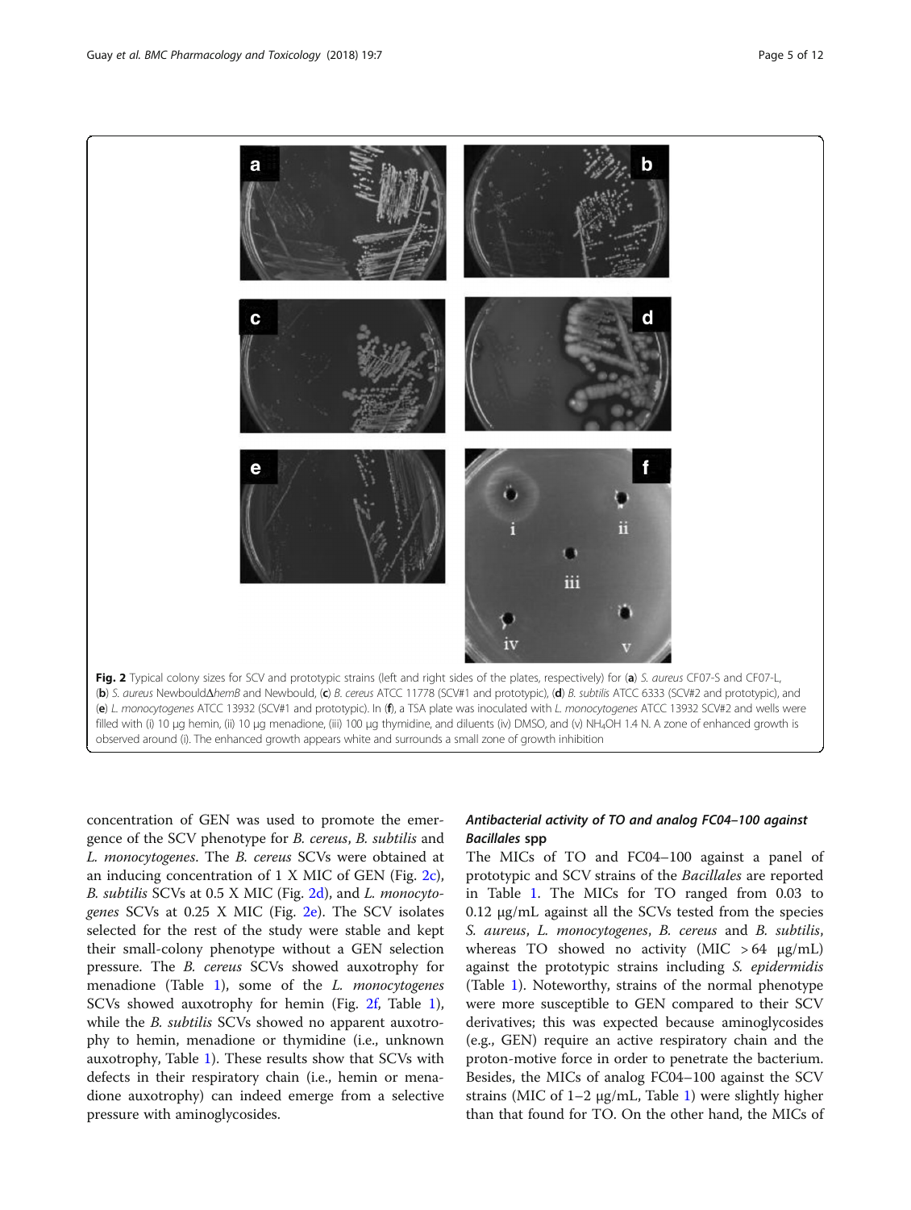**Fig. 2** Typical colony sizes for SCV and prototypic strains (left and right sides of the plates, respectively) for (**a**) *S. aureus* CF07-S and CF07-L, (**b**) *S. aureus* NewbouldΔ*hemB* and Newbould, (**c**) *B. cereus* ATCC 11778 (SCV#1 and prototypic), (**d**) *B. subtilis* ATCC 6333 (SCV#2 and prototypic), and (**e**) *L. monocytogenes* ATCC 13932 (SCV#1 and prototypic). In (**f**), a TSA plate was inoculated with *L. monocytogenes* ATCC 13932 SCV#2 and wells were filled with (i) 10 μg hemin, (ii) 10 μg menadione, (iii) 100 μg thymidine, and diluents (iv) DMSO, and (v) $NH_4OH$ 1.4 N. A zone of enhanced growth is observed around (i). The enhanced growth appears white and surrounds a small zone of growth inhibition

concentration of GEN was used to promote the emergence of the SCV phenotype for *B. cereus*, *B. subtilis* and *L. monocytogenes*. The *B. cereus* SCVs were obtained at an inducing concentration of 1 X MIC of GEN (Fig. 2c), *B. subtilis* SCVs at 0.5 X MIC (Fig. 2d), and *L. monocytogenes* SCVs at 0.25 X MIC (Fig. 2e). The SCV isolates selected for the rest of the study were stable and kept their small-colony phenotype without a GEN selection pressure. The *B. cereus* SCVs showed auxotrophy for menadione (Table 1), some of the *L. monocytogenes* SCVs showed auxotrophy for hemin (Fig. 2f, Table 1), while the *B. subtilis* SCVs showed no apparent auxotrophy to hemin, menadione or thymidine (i.e., unknown auxotrophy, Table 1). These results show that SCVs with defects in their respiratory chain (i.e., hemin or menadione auxotrophy) can indeed emerge from a selective pressure with aminoglycosides.

### *Antibacterial activity of TO and analog FC04–100 against Bacillales spp*

The MICs of TO and FC04–100 against a panel of prototypic and SCV strains of the *Bacillales* are reported in Table 1. The MICs for TO ranged from 0.03 to 0.12 μg/mL against all the SCVs tested from the species *S. aureus*, *L. monocytogenes*, *B. cereus* and *B. subtilis*, whereas TO showed no activity (MIC > 64 μg/mL) against the prototypic strains including *S. epidermidis* (Table 1). Noteworthy, strains of the normal phenotype were more susceptible to GEN compared to their SCV derivatives; this was expected because aminoglycosides (e.g., GEN) require an active respiratory chain and the proton-motive force in order to penetrate the bacterium. Besides, the MICs of analog FC04–100 against the SCV strains (MIC of 1–2 μg/mL, Table 1) were slightly higher than that found for TO. On the other hand, the MICs of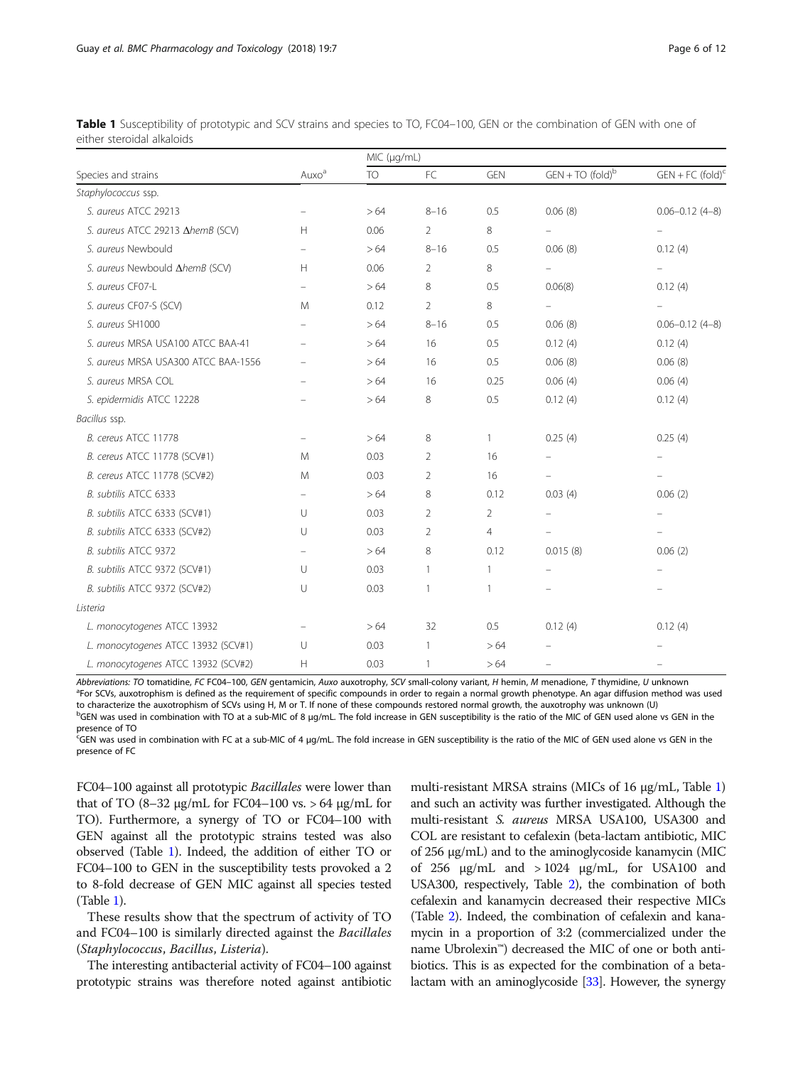**Table 1** Susceptibility of prototypic and SCV strains and species to TO, FC04–100, GEN or the combination of GEN with one of either steroidal alkaloids

| Species and strains | Auxo[a] | MIC (μg/mL) | | | | |
|---|---|---|---|---|---|---|
| | | TO | FC | GEN | GEN + TO (fold)[b] | GEN + FC (fold)[c] |
| *Staphylococcus* ssp. | | | | | | |
| *S. aureus* ATCC 29213 | – | > 64 | 8–16 | 0.5 | 0.06 (8) | 0.06–0.12 (4–8) |
| *S. aureus* ATCC 29213 Δ*hemB* (SCV) | H | 0.06 | 2 | 8 | – | – |
| *S. aureus* Newbould | – | > 64 | 8–16 | 0.5 | 0.06 (8) | 0.12 (4) |
| *S. aureus* Newbould Δ*hemB* (SCV) | H | 0.06 | 2 | 8 | – | – |
| *S. aureus* CF07-L | – | > 64 | 8 | 0.5 | 0.06(8) | 0.12 (4) |
| *S. aureus* CF07-S (SCV) | M | 0.12 | 2 | 8 | – | – |
| *S. aureus* SH1000 | – | > 64 | 8–16 | 0.5 | 0.06 (8) | 0.06–0.12 (4–8) |
| *S. aureus* MRSA USA100 ATCC BAA-41 | – | > 64 | 16 | 0.5 | 0.12 (4) | 0.12 (4) |
| *S. aureus* MRSA USA300 ATCC BAA-1556 | – | > 64 | 16 | 0.5 | 0.06 (8) | 0.06 (8) |
| *S. aureus* MRSA COL | – | > 64 | 16 | 0.25 | 0.06 (4) | 0.06 (4) |
| *S. epidermidis* ATCC 12228 | – | > 64 | 8 | 0.5 | 0.12 (4) | 0.12 (4) |
| *Bacillus* ssp. | | | | | | |
| *B. cereus* ATCC 11778 | – | > 64 | 8 | 1 | 0.25 (4) | 0.25 (4) |
| *B. cereus* ATCC 11778 (SCV#1) | M | 0.03 | 2 | 16 | – | – |
| *B. cereus* ATCC 11778 (SCV#2) | M | 0.03 | 2 | 16 | – | – |
| *B. subtilis* ATCC 6333 | – | > 64 | 8 | 0.12 | 0.03 (4) | 0.06 (2) |
| *B. subtilis* ATCC 6333 (SCV#1) | U | 0.03 | 2 | 2 | – | – |
| *B. subtilis* ATCC 6333 (SCV#2) | U | 0.03 | 2 | 4 | – | – |
| *B. subtilis* ATCC 9372 | – | > 64 | 8 | 0.12 | 0.015 (8) | 0.06 (2) |
| *B. subtilis* ATCC 9372 (SCV#1) | U | 0.03 | 1 | 1 | – | – |
| *B. subtilis* ATCC 9372 (SCV#2) | U | 0.03 | 1 | 1 | – | – |
| *Listeria* | | | | | | |
| *L. monocytogenes* ATCC 13932 | – | > 64 | 32 | 0.5 | 0.12 (4) | 0.12 (4) |
| *L. monocytogenes* ATCC 13932 (SCV#1) | U | 0.03 | 1 | > 64 | – | – |
| *L. monocytogenes* ATCC 13932 (SCV#2) | H | 0.03 | 1 | > 64 | – | – |

*Abbreviations: TO* tomatidine, *FC* FC04–100, *GEN* gentamicin, *Auxo* auxotrophy, *SCV* small-colony variant, *H* hemin, *M* menadione, *T* thymidine, *U* unknown

[a]For SCVs, auxotrophism is defined as the requirement of specific compounds in order to regain a normal growth phenotype. An agar diffusion method was used to characterize the auxotrophism of SCVs using H, M or T. If none of these compounds restored normal growth, the auxotrophy was unknown (U)

[b]GEN was used in combination with TO at a sub-MIC of 8 μg/mL. The fold increase in GEN susceptibility is the ratio of the MIC of GEN used alone vs GEN in the presence of TO

[c]GEN was used in combination with FC at a sub-MIC of 4 μg/mL. The fold increase in GEN susceptibility is the ratio of the MIC of GEN used alone vs GEN in the presence of FC

FC04–100 against all prototypic *Bacillales* were lower than that of TO (8–32 μg/mL for FC04–100 vs. > 64 μg/mL for TO). Furthermore, a synergy of TO or FC04–100 with GEN against all the prototypic strains tested was also observed (Table 1). Indeed, the addition of either TO or FC04–100 to GEN in the susceptibility tests provoked a 2 to 8-fold decrease of GEN MIC against all species tested (Table 1).

These results show that the spectrum of activity of TO and FC04–100 is similarly directed against the *Bacillales* (*Staphylococcus*, *Bacillus*, *Listeria*).

The interesting antibacterial activity of FC04–100 against prototypic strains was therefore noted against antibiotic multi-resistant MRSA strains (MICs of 16 μg/mL, Table 1) and such an activity was further investigated. Although the multi-resistant *S. aureus* MRSA USA100, USA300 and COL are resistant to cefalexin (beta-lactam antibiotic, MIC of 256 μg/mL) and to the aminoglycoside kanamycin (MIC of 256 μg/mL and > 1024 μg/mL, for USA100 and USA300, respectively, Table 2), the combination of both cefalexin and kanamycin decreased their respective MICs (Table 2). Indeed, the combination of cefalexin and kanamycin in a proportion of 3:2 (commercialized under the name Ubrolexin™) decreased the MIC of one or both antibiotics. This is as expected for the combination of a beta-lactam with an aminoglycoside [33]. However, the synergy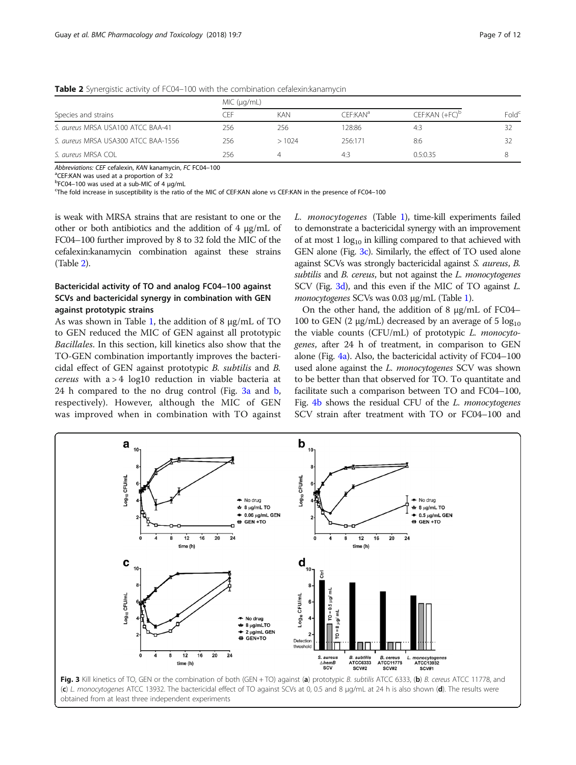**Table 2** Synergistic activity of FC04–100 with the combination cefalexin:kanamycin

| Species and strains | MIC (μg/mL) | | | | Fold[c] |
|---|---|---|---|---|---|
| | CEF | KAN | CEF:KAN[a] | CEF:KAN (+FC)[b] | |
| *S. aureus* MRSA USA100 ATCC BAA-41 | 256 | 256 | 128:86 | 4:3 | 32 |
| *S. aureus* MRSA USA300 ATCC BAA-1556 | 256 | > 1024 | 256:171 | 8:6 | 32 |
| *S. aureus* MRSA COL | 256 | 4 | 4:3 | 0.5:0.35 | 8 |

*Abbreviations: CEF* cefalexin, *KAN* kanamycin, *FC* FC04–100

[a]CEF:KAN was used at a proportion of 3:2

[b]FC04–100 was used at a sub-MIC of 4 μg/mL

[c]The fold increase in susceptibility is the ratio of the MIC of CEF:KAN alone vs CEF:KAN in the presence of FC04–100

is weak with MRSA strains that are resistant to one or the other or both antibiotics and the addition of 4 μg/mL of FC04–100 further improved by 8 to 32 fold the MIC of the cefalexin:kanamycin combination against these strains (Table 2).

### Bactericidal activity of TO and analog FC04–100 against SCVs and bactericidal synergy in combination with GEN against prototypic strains

As was shown in Table 1, the addition of 8 μg/mL of TO to GEN reduced the MIC of GEN against all prototypic *Bacillales*. In this section, kill kinetics also show that the TO-GEN combination importantly improves the bactericidal effect of GEN against prototypic *B. subtilis* and *B. cereus* with a > 4 log10 reduction in viable bacteria at 24 h compared to the no drug control (Fig. 3a and b, respectively). However, although the MIC of GEN was improved when in combination with TO against *L. monocytogenes* (Table 1), time-kill experiments failed to demonstrate a bactericidal synergy with an improvement of at most 1 $\log_{10}$ in killing compared to that achieved with GEN alone (Fig. 3c). Similarly, the effect of TO used alone against SCVs was strongly bactericidal against *S. aureus*, *B. subtilis* and *B. cereus*, but not against the *L. monocytogenes* SCV (Fig. 3d), and this even if the MIC of TO against *L. monocytogenes* SCVs was 0.03 μg/mL (Table 1).

On the other hand, the addition of 8 μg/mL of FC04–100 to GEN (2 μg/mL) decreased by an average of 5 $\log_{10}$ the viable counts (CFU/mL) of prototypic *L. monocytogenes*, after 24 h of treatment, in comparison to GEN alone (Fig. 4a). Also, the bactericidal activity of FC04–100 used alone against the *L. monocytogenes* SCV was shown to be better than that observed for TO. To quantitate and facilitate such a comparison between TO and FC04–100, Fig. 4b shows the residual CFU of the *L. monocytogenes* SCV strain after treatment with TO or FC04–100 and

**Fig. 3** Kill kinetics of TO, GEN or the combination of both (GEN + TO) against (**a**) prototypic *B. subtilis* ATCC 6333, (**b**) *B. cereus* ATCC 11778, and (**c**) *L. monocytogenes* ATCC 13932. The bactericidal effect of TO against SCVs at 0, 0.5 and 8 μg/mL at 24 h is also shown (**d**). The results were obtained from at least three independent experiments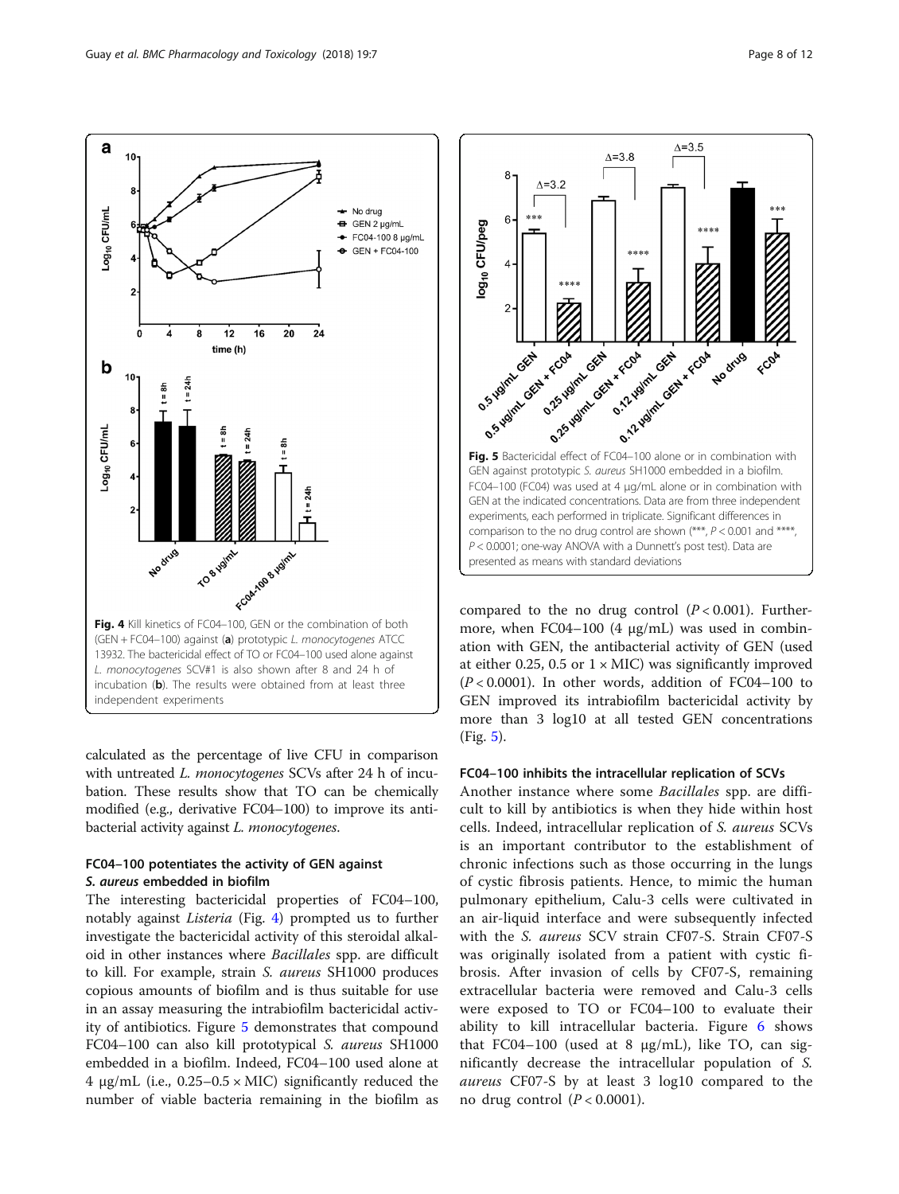Fig. 4 Kill kinetics of FC04–100, GEN or the combination of both (GEN + FC04–100) against (**a**) prototypic *L. monocytogenes* ATCC 13932. The bactericidal effect of TO or FC04–100 used alone against *L. monocytogenes* SCV#1 is also shown after 8 and 24 h of incubation (**b**). The results were obtained from at least three independent experiments

calculated as the percentage of live CFU in comparison with untreated *L. monocytogenes* SCVs after 24 h of incubation. These results show that TO can be chemically modified (e.g., derivative FC04–100) to improve its antibacterial activity against *L. monocytogenes*.

### FC04–100 potentiates the activity of GEN against *S. aureus* embedded in biofilm

The interesting bactericidal properties of FC04–100, notably against *Listeria* (Fig. 4) prompted us to further investigate the bactericidal activity of this steroidal alkaloid in other instances where *Bacillales* spp. are difficult to kill. For example, strain *S. aureus* SH1000 produces copious amounts of biofilm and is thus suitable for use in an assay measuring the intrabiofilm bactericidal activity of antibiotics. Figure 5 demonstrates that compound FC04–100 can also kill prototypical *S. aureus* SH1000 embedded in a biofilm. Indeed, FC04–100 used alone at 4 μg/mL (i.e., 0.25–0.5 × MIC) significantly reduced the number of viable bacteria remaining in the biofilm as compared to the no drug control ($P < 0.001$). Furthermore, when FC04–100 (4 μg/mL) was used in combination with GEN, the antibacterial activity of GEN (used at either 0.25, 0.5 or 1 × MIC) was significantly improved ($P < 0.0001$). In other words, addition of FC04–100 to GEN improved its intrabiofilm bactericidal activity by more than 3 log10 at all tested GEN concentrations (Fig. 5).

Fig. 5 Bactericidal effect of FC04–100 alone or in combination with GEN against prototypic *S. aureus* SH1000 embedded in a biofilm. FC04–100 (FC04) was used at 4 μg/mL alone or in combination with GEN at the indicated concentrations. Data are from three independent experiments, each performed in triplicate. Significant differences in comparison to the no drug control are shown (***, $P < 0.001$ and ****, $P < 0.0001$; one-way ANOVA with a Dunnett's post test). Data are presented as means with standard deviations

### FC04–100 inhibits the intracellular replication of SCVs

Another instance where some *Bacillales* spp. are difficult to kill by antibiotics is when they hide within host cells. Indeed, intracellular replication of *S. aureus* SCVs is an important contributor to the establishment of chronic infections such as those occurring in the lungs of cystic fibrosis patients. Hence, to mimic the human pulmonary epithelium, Calu-3 cells were cultivated in an air-liquid interface and were subsequently infected with the *S. aureus* SCV strain CF07-S. Strain CF07-S was originally isolated from a patient with cystic fibrosis. After invasion of cells by CF07-S, remaining extracellular bacteria were removed and Calu-3 cells were exposed to TO or FC04–100 to evaluate their ability to kill intracellular bacteria. Figure 6 shows that FC04–100 (used at 8 μg/mL), like TO, can significantly decrease the intracellular population of *S. aureus* CF07-S by at least 3 log10 compared to the no drug control ($P < 0.0001$).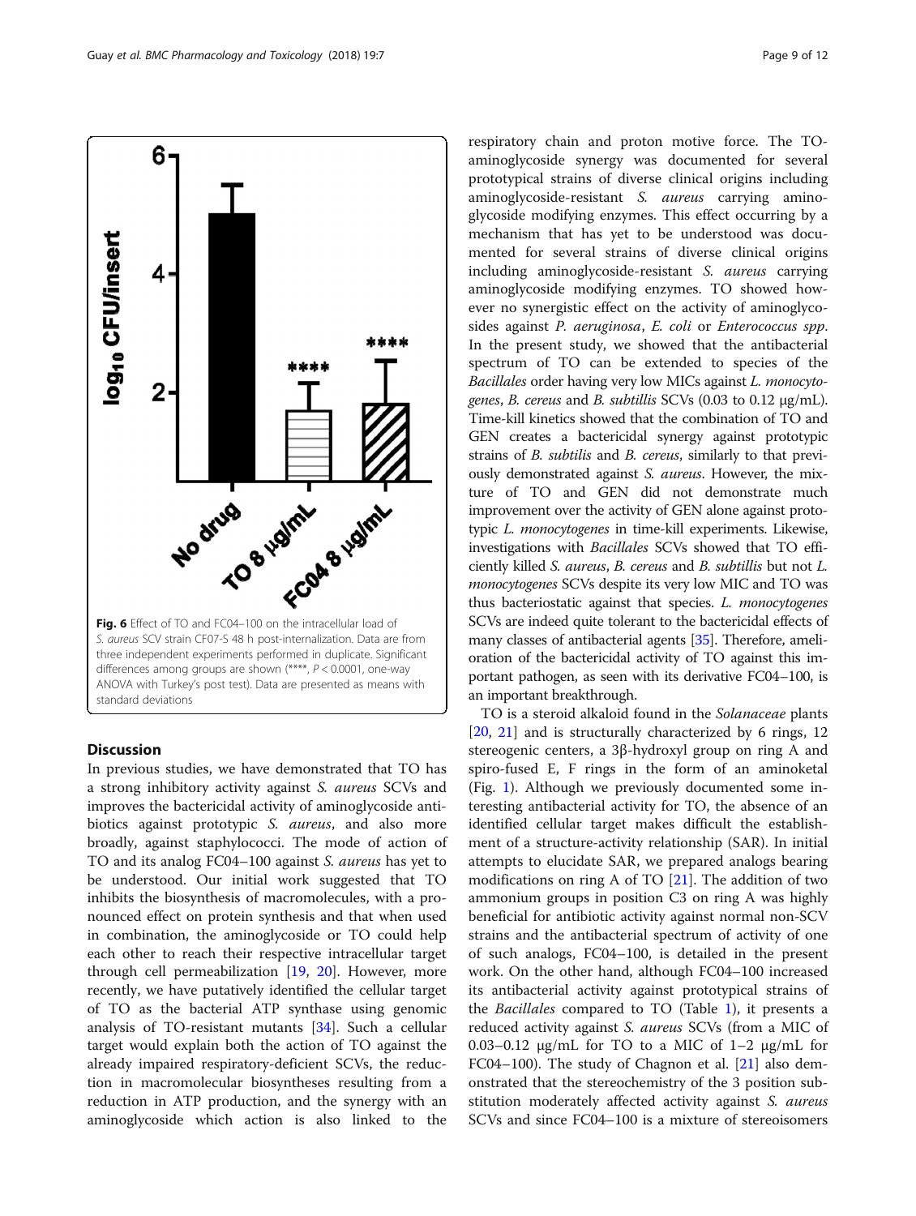**Fig. 6** Effect of TO and FC04–100 on the intracellular load of *S. aureus* SCV strain CF07-S 48 h post-internalization. Data are from three independent experiments performed in duplicate. Significant differences among groups are shown (****, $P < 0.0001$, one-way ANOVA with Turkey's post test). Data are presented as means with standard deviations

## Discussion

In previous studies, we have demonstrated that TO has a strong inhibitory activity against *S. aureus* SCVs and improves the bactericidal activity of aminoglycoside antibiotics against prototypic *S. aureus*, and also more broadly, against staphylococci. The mode of action of TO and its analog FC04–100 against *S. aureus* has yet to be understood. Our initial work suggested that TO inhibits the biosynthesis of macromolecules, with a pronounced effect on protein synthesis and that when used in combination, the aminoglycoside or TO could help each other to reach their respective intracellular target through cell permeabilization [19, 20]. However, more recently, we have putatively identified the cellular target of TO as the bacterial ATP synthase using genomic analysis of TO-resistant mutants [34]. Such a cellular target would explain both the action of TO against the already impaired respiratory-deficient SCVs, the reduction in macromolecular biosyntheses resulting from a reduction in ATP production, and the synergy with an aminoglycoside which action is also linked to the respiratory chain and proton motive force. The TO-aminoglycoside synergy was documented for several prototypical strains of diverse clinical origins including aminoglycoside-resistant *S. aureus* carrying aminoglycoside modifying enzymes. This effect occurring by a mechanism that has yet to be understood was documented for several strains of diverse clinical origins including aminoglycoside-resistant *S. aureus* carrying aminoglycoside modifying enzymes. TO showed however no synergistic effect on the activity of aminoglycosides against *P. aeruginosa*, *E. coli* or *Enterococcus spp*. In the present study, we showed that the antibacterial spectrum of TO can be extended to species of the *Bacillales* order having very low MICs against *L. monocytogenes*, *B. cereus* and *B. subtillis* SCVs (0.03 to 0.12 μg/mL). Time-kill kinetics showed that the combination of TO and GEN creates a bactericidal synergy against prototypic strains of *B. subtilis* and *B. cereus*, similarly to that previously demonstrated against *S. aureus*. However, the mixture of TO and GEN did not demonstrate much improvement over the activity of GEN alone against prototypic *L. monocytogenes* in time-kill experiments. Likewise, investigations with *Bacillales* SCVs showed that TO efficiently killed *S. aureus*, *B. cereus* and *B. subtillis* but not *L. monocytogenes* SCVs despite its very low MIC and TO was thus bacteriostatic against that species. *L. monocytogenes* SCVs are indeed quite tolerant to the bactericidal effects of many classes of antibacterial agents [35]. Therefore, amelioration of the bactericidal activity of TO against this important pathogen, as seen with its derivative FC04–100, is an important breakthrough.

TO is a steroid alkaloid found in the *Solanaceae* plants [20, 21] and is structurally characterized by 6 rings, 12 stereogenic centers, a 3β-hydroxyl group on ring A and spiro-fused E, F rings in the form of an aminoketal (Fig. 1). Although we previously documented some interesting antibacterial activity for TO, the absence of an identified cellular target makes difficult the establishment of a structure-activity relationship (SAR). In initial attempts to elucidate SAR, we prepared analogs bearing modifications on ring A of TO [21]. The addition of two ammonium groups in position C3 on ring A was highly beneficial for antibiotic activity against normal non-SCV strains and the antibacterial spectrum of activity of one of such analogs, FC04–100, is detailed in the present work. On the other hand, although FC04–100 increased its antibacterial activity against prototypical strains of the *Bacillales* compared to TO (Table 1), it presents a reduced activity against *S. aureus* SCVs (from a MIC of 0.03–0.12 μg/mL for TO to a MIC of 1–2 μg/mL for FC04–100). The study of Chagnon et al. [21] also demonstrated that the stereochemistry of the 3 position substitution moderately affected activity against *S. aureus* SCVs and since FC04–100 is a mixture of stereoisomers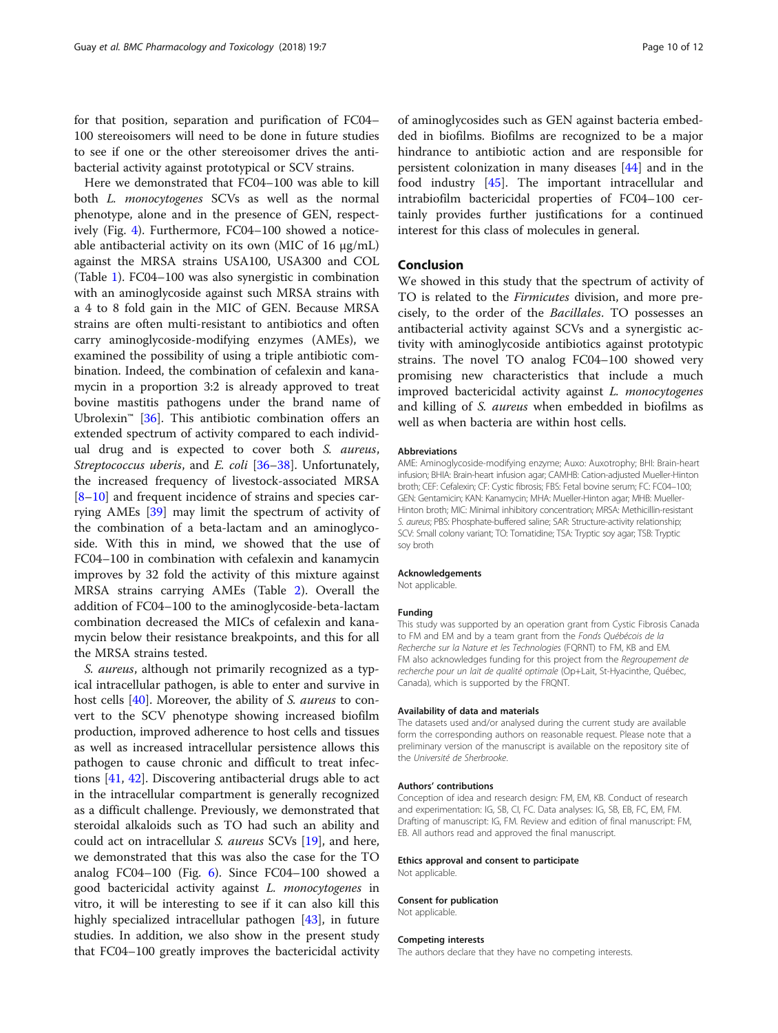for that position, separation and purification of FC04–100 stereoisomers will need to be done in future studies to see if one or the other stereoisomer drives the antibacterial activity against prototypical or SCV strains.

Here we demonstrated that FC04–100 was able to kill both *L. monocytogenes* SCVs as well as the normal phenotype, alone and in the presence of GEN, respectively (Fig. 4). Furthermore, FC04–100 showed a noticeable antibacterial activity on its own (MIC of 16 μg/mL) against the MRSA strains USA100, USA300 and COL (Table 1). FC04–100 was also synergistic in combination with an aminoglycoside against such MRSA strains with a 4 to 8 fold gain in the MIC of GEN. Because MRSA strains are often multi-resistant to antibiotics and often carry aminoglycoside-modifying enzymes (AMEs), we examined the possibility of using a triple antibiotic combination. Indeed, the combination of cefalexin and kanamycin in a proportion 3:2 is already approved to treat bovine mastitis pathogens under the brand name of Ubrolexin™ [36]. This antibiotic combination offers an extended spectrum of activity compared to each individual drug and is expected to cover both *S. aureus*, *Streptococcus uberis*, and *E. coli* [36–38]. Unfortunately, the increased frequency of livestock-associated MRSA [8–10] and frequent incidence of strains and species carrying AMEs [39] may limit the spectrum of activity of the combination of a beta-lactam and an aminoglycoside. With this in mind, we showed that the use of FC04–100 in combination with cefalexin and kanamycin improves by 32 fold the activity of this mixture against MRSA strains carrying AMEs (Table 2). Overall the addition of FC04–100 to the aminoglycoside-beta-lactam combination decreased the MICs of cefalexin and kanamycin below their resistance breakpoints, and this for all the MRSA strains tested.

*S. aureus*, although not primarily recognized as a typical intracellular pathogen, is able to enter and survive in host cells [40]. Moreover, the ability of *S. aureus* to convert to the SCV phenotype showing increased biofilm production, improved adherence to host cells and tissues as well as increased intracellular persistence allows this pathogen to cause chronic and difficult to treat infections [41, 42]. Discovering antibacterial drugs able to act in the intracellular compartment is generally recognized as a difficult challenge. Previously, we demonstrated that steroidal alkaloids such as TO had such an ability and could act on intracellular *S. aureus* SCVs [19], and here, we demonstrated that this was also the case for the TO analog FC04–100 (Fig. 6). Since FC04–100 showed a good bactericidal activity against *L. monocytogenes* in vitro, it will be interesting to see if it can also kill this highly specialized intracellular pathogen [43], in future studies. In addition, we also show in the present study that FC04–100 greatly improves the bactericidal activity of aminoglycosides such as GEN against bacteria embedded in biofilms. Biofilms are recognized to be a major hindrance to antibiotic action and are responsible for persistent colonization in many diseases [44] and in the food industry [45]. The important intracellular and intrabiofilm bactericidal properties of FC04–100 certainly provides further justifications for a continued interest for this class of molecules in general.

## Conclusion

We showed in this study that the spectrum of activity of TO is related to the *Firmicutes* division, and more precisely, to the order of the *Bacillales*. TO possesses an antibacterial activity against SCVs and a synergistic activity with aminoglycoside antibiotics against prototypic strains. The novel TO analog FC04–100 showed very promising new characteristics that include a much improved bactericidal activity against *L. monocytogenes* and killing of *S. aureus* when embedded in biofilms as well as when bacteria are within host cells.

### Abbreviations

AME: Aminoglycoside-modifying enzyme; Auxo: Auxotrophy; BHI: Brain-heart infusion; BHIA: Brain-heart infusion agar; CAMHB: Cation-adjusted Mueller-Hinton broth; CEF: Cefalexin; CF: Cystic fibrosis; FBS: Fetal bovine serum; FC: FC04–100; GEN: Gentamicin; KAN: Kanamycin; MHA: Mueller-Hinton agar; MHB: Mueller-Hinton broth; MIC: Minimal inhibitory concentration; MRSA: Methicillin-resistant *S. aureus*; PBS: Phosphate-buffered saline; SAR: Structure-activity relationship; SCV: Small colony variant; TO: Tomatidine; TSA: Tryptic soy agar; TSB: Tryptic soy broth

### Acknowledgements

Not applicable.

### Funding

This study was supported by an operation grant from Cystic Fibrosis Canada to FM and EM and by a team grant from the *Fonds Québécois de la Recherche sur la Nature et les Technologies* (FQRNT) to FM, KB and EM. FM also acknowledges funding for this project from the *Regroupement de recherche pour un lait de qualité optimale* (Op+Lait, St-Hyacinthe, Québec, Canada), which is supported by the FRQNT.

### Availability of data and materials

The datasets used and/or analysed during the current study are available form the corresponding authors on reasonable request. Please note that a preliminary version of the manuscript is available on the repository site of the *Université de Sherbrooke*.

### Authors' contributions

Conception of idea and research design: FM, EM, KB. Conduct of research and experimentation: IG, SB, CI, FC. Data analyses: IG, SB, EB, FC, EM, FM. Drafting of manuscript: IG, FM. Review and edition of final manuscript: FM, EB. All authors read and approved the final manuscript.

### Ethics approval and consent to participate

Not applicable.

### Consent for publication

Not applicable.

### Competing interests

The authors declare that they have no competing interests.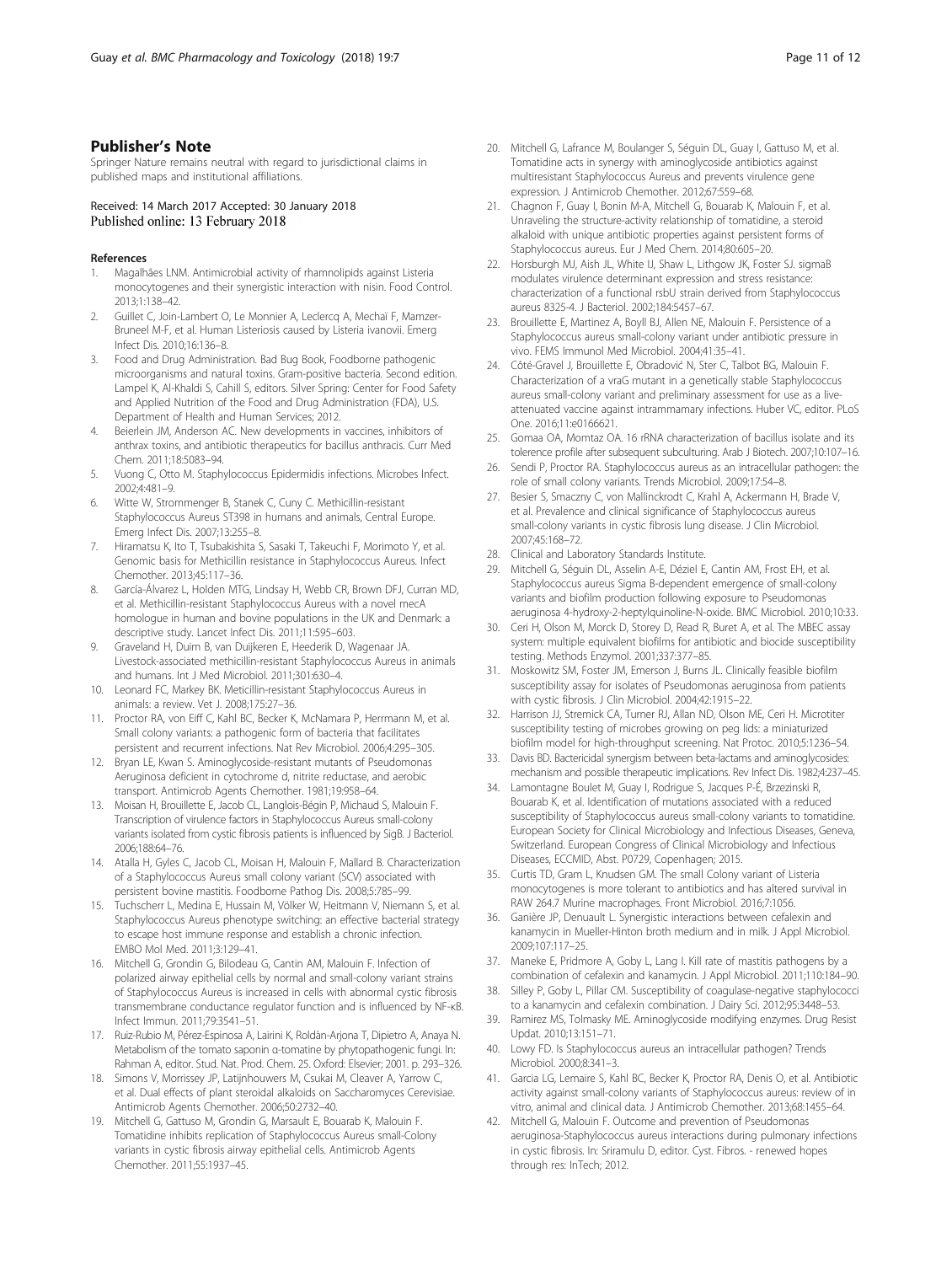## Publisher's Note

Springer Nature remains neutral with regard to jurisdictional claims in published maps and institutional affiliations.

Received: 14 March 2017 Accepted: 30 January 2018
Published online: 13 February 2018

### References

1. Magalhães LNM. Antimicrobial activity of rhamnolipids against Listeria monocytogenes and their synergistic interaction with nisin. Food Control. 2013;1:138–42.
2. Guillet C, Join-Lambert O, Le Monnier A, Leclercq A, Mechaï F, Mamzer-Bruneel M-F, et al. Human Listeriosis caused by Listeria ivanovii. Emerg Infect Dis. 2010;16:136–8.
3. Food and Drug Administration. Bad Bug Book, Foodborne pathogenic microorganisms and natural toxins. Gram-positive bacteria. Second edition. Lampel K, Al-Khaldi S, Cahill S, editors. Silver Spring: Center for Food Safety and Applied Nutrition of the Food and Drug Administration (FDA), U.S. Department of Health and Human Services; 2012.
4. Beierlein JM, Anderson AC. New developments in vaccines, inhibitors of anthrax toxins, and antibiotic therapeutics for bacillus anthracis. Curr Med Chem. 2011;18:5083–94.
5. Vuong C, Otto M. Staphylococcus Epidermidis infections. Microbes Infect. 2002;4:481–9.
6. Witte W, Strommenger B, Stanek C, Cuny C. Methicillin-resistant Staphylococcus Aureus ST398 in humans and animals, Central Europe. Emerg Infect Dis. 2007;13:255–8.
7. Hiramatsu K, Ito T, Tsubakishita S, Sasaki T, Takeuchi F, Morimoto Y, et al. Genomic basis for Methicillin resistance in Staphylococcus Aureus. Infect Chemother. 2013;45:117–36.
8. García-Álvarez L, Holden MTG, Lindsay H, Webb CR, Brown DFJ, Curran MD, et al. Methicillin-resistant Staphylococcus Aureus with a novel mecA homologue in human and bovine populations in the UK and Denmark: a descriptive study. Lancet Infect Dis. 2011;11:595–603.
9. Graveland H, Duim B, van Duijkeren E, Heederik D, Wagenaar JA. Livestock-associated methicillin-resistant Staphylococcus Aureus in animals and humans. Int J Med Microbiol. 2011;301:630–4.
10. Leonard FC, Markey BK. Meticillin-resistant Staphylococcus Aureus in animals: a review. Vet J. 2008;175:27–36.
11. Proctor RA, von Eiff C, Kahl BC, Becker K, McNamara P, Herrmann M, et al. Small colony variants: a pathogenic form of bacteria that facilitates persistent and recurrent infections. Nat Rev Microbiol. 2006;4:295–305.
12. Bryan LE, Kwan S. Aminoglycoside-resistant mutants of Pseudomonas Aeruginosa deficient in cytochrome d, nitrite reductase, and aerobic transport. Antimicrob Agents Chemother. 1981;19:958–64.
13. Moisan H, Brouillette E, Jacob CL, Langlois-Bégin P, Michaud S, Malouin F. Transcription of virulence factors in Staphylococcus Aureus small-colony variants isolated from cystic fibrosis patients is influenced by SigB. J Bacteriol. 2006;188:64–76.
14. Atalla H, Gyles C, Jacob CL, Moisan H, Malouin F, Mallard B. Characterization of a Staphylococcus Aureus small colony variant (SCV) associated with persistent bovine mastitis. Foodborne Pathog Dis. 2008;5:785–99.
15. Tuchscherr L, Medina E, Hussain M, Völker W, Heitmann V, Niemann S, et al. Staphylococcus Aureus phenotype switching: an effective bacterial strategy to escape host immune response and establish a chronic infection. EMBO Mol Med. 2011;3:129–41.
16. Mitchell G, Grondin G, Bilodeau G, Cantin AM, Malouin F. Infection of polarized airway epithelial cells by normal and small-colony variant strains of Staphylococcus Aureus is increased in cells with abnormal cystic fibrosis transmembrane conductance regulator function and is influenced by NF-κB. Infect Immun. 2011;79:3541–51.
17. Ruiz-Rubio M, Pérez-Espinosa A, Lairini K, Roldàn-Arjona T, Dipietro A, Anaya N. Metabolism of the tomato saponin α-tomatine by phytopathogenic fungi. In: Rahman A, editor. Stud. Nat. Prod. Chem. 25. Oxford: Elsevier; 2001. p. 293–326.
18. Simons V, Morrissey JP, Latijnhouwers M, Csukai M, Cleaver A, Yarrow C, et al. Dual effects of plant steroidal alkaloids on Saccharomyces Cerevisiae. Antimicrob Agents Chemother. 2006;50:2732–40.
19. Mitchell G, Gattuso M, Grondin G, Marsault E, Bouarab K, Malouin F. Tomatidine inhibits replication of Staphylococcus Aureus small-Colony variants in cystic fibrosis airway epithelial cells. Antimicrob Agents Chemother. 2011;55:1937–45.
20. Mitchell G, Lafrance M, Boulanger S, Séguin DL, Guay I, Gattuso M, et al. Tomatidine acts in synergy with aminoglycoside antibiotics against multiresistant Staphylococcus Aureus and prevents virulence gene expression. J Antimicrob Chemother. 2012;67:559–68.
21. Chagnon F, Guay I, Bonin M-A, Mitchell G, Bouarab K, Malouin F, et al. Unraveling the structure-activity relationship of tomatidine, a steroid alkaloid with unique antibiotic properties against persistent forms of Staphylococcus aureus. Eur J Med Chem. 2014;80:605–20.
22. Horsburgh MJ, Aish JL, White IJ, Shaw L, Lithgow JK, Foster SJ. sigmaB modulates virulence determinant expression and stress resistance: characterization of a functional rsbU strain derived from Staphylococcus aureus 8325-4. J Bacteriol. 2002;184:5457–67.
23. Brouillette E, Martinez A, Boyll BJ, Allen NE, Malouin F. Persistence of a Staphylococcus aureus small-colony variant under antibiotic pressure in vivo. FEMS Immunol Med Microbiol. 2004;41:35–41.
24. Côté-Gravel J, Brouillette E, Obradović N, Ster C, Talbot BG, Malouin F. Characterization of a vraG mutant in a genetically stable Staphylococcus aureus small-colony variant and preliminary assessment for use as a live-attenuated vaccine against intrammamary infections. Huber VC, editor. PLoS One. 2016;11:e0166621.
25. Gomaa OA, Momtaz OA. 16 rRNA characterization of bacillus isolate and its tolerence profile after subsequent subculturing. Arab J Biotech. 2007;10:107–16.
26. Sendi P, Proctor RA. Staphylococcus aureus as an intracellular pathogen: the role of small colony variants. Trends Microbiol. 2009;17:54–8.
27. Besier S, Smaczny C, von Mallinckrodt C, Krahl A, Ackermann H, Brade V, et al. Prevalence and clinical significance of Staphylococcus aureus small-colony variants in cystic fibrosis lung disease. J Clin Microbiol. 2007;45:168–72.
28. Clinical and Laboratory Standards Institute.
29. Mitchell G, Séguin DL, Asselin A-E, Déziel E, Cantin AM, Frost EH, et al. Staphylococcus aureus Sigma B-dependent emergence of small-colony variants and biofilm production following exposure to Pseudomonas aeruginosa 4-hydroxy-2-heptylquinoline-N-oxide. BMC Microbiol. 2010;10:33.
30. Ceri H, Olson M, Morck D, Storey D, Read R, Buret A, et al. The MBEC assay system: multiple equivalent biofilms for antibiotic and biocide susceptibility testing. Methods Enzymol. 2001;337:377–85.
31. Moskowitz SM, Foster JM, Emerson J, Burns JL. Clinically feasible biofilm susceptibility assay for isolates of Pseudomonas aeruginosa from patients with cystic fibrosis. J Clin Microbiol. 2004;42:1915–22.
32. Harrison JJ, Stremick CA, Turner RJ, Allan ND, Olson ME, Ceri H. Microtiter susceptibility testing of microbes growing on peg lids: a miniaturized biofilm model for high-throughput screening. Nat Protoc. 2010;5:1236–54.
33. Davis BD. Bactericidal synergism between beta-lactams and aminoglycosides: mechanism and possible therapeutic implications. Rev Infect Dis. 1982;4:237–45.
34. Lamontagne Boulet M, Guay I, Rodrigue S, Jacques P-É, Brzezinski R, Bouarab K, et al. Identification of mutations associated with a reduced susceptibility of Staphylococcus aureus small-colony variants to tomatidine. European Society for Clinical Microbiology and Infectious Diseases, Geneva, Switzerland. European Congress of Clinical Microbiology and Infectious Diseases, ECCMID, Abst. P0729, Copenhagen; 2015.
35. Curtis TD, Gram L, Knudsen GM. The small Colony variant of Listeria monocytogenes is more tolerant to antibiotics and has altered survival in RAW 264.7 Murine macrophages. Front Microbiol. 2016;7:1056.
36. Ganière JP, Denuault L. Synergistic interactions between cefalexin and kanamycin in Mueller-Hinton broth medium and in milk. J Appl Microbiol. 2009;107:117–25.
37. Maneke E, Pridmore A, Goby L, Lang I. Kill rate of mastitis pathogens by a combination of cefalexin and kanamycin. J Appl Microbiol. 2011;110:184–90.
38. Silley P, Goby L, Pillar CM. Susceptibility of coagulase-negative staphylococci to a kanamycin and cefalexin combination. J Dairy Sci. 2012;95:3448–53.
39. Ramirez MS, Tolmasky ME. Aminoglycoside modifying enzymes. Drug Resist Updat. 2010;13:151–71.
40. Lowy FD. Is Staphylococcus aureus an intracellular pathogen? Trends Microbiol. 2000;8:341–3.
41. Garcia LG, Lemaire S, Kahl BC, Becker K, Proctor RA, Denis O, et al. Antibiotic activity against small-colony variants of Staphylococcus aureus: review of in vitro, animal and clinical data. J Antimicrob Chemother. 2013;68:1455–64.
42. Mitchell G, Malouin F. Outcome and prevention of Pseudomonas aeruginosa-Staphylococcus aureus interactions during pulmonary infections in cystic fibrosis. In: Sriramulu D, editor. Cyst. Fibros. - renewed hopes through res: InTech; 2012.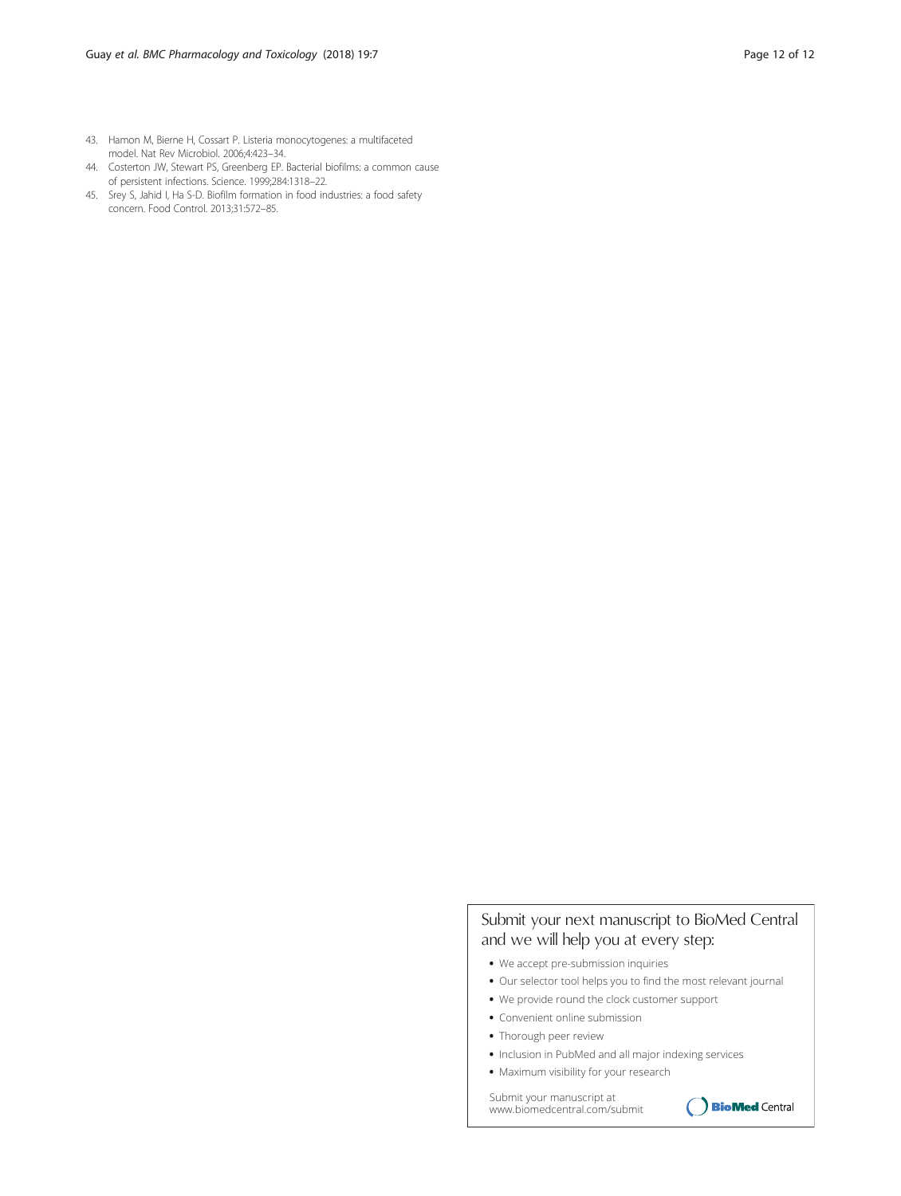43. Hamon M, Bierne H, Cossart P. Listeria monocytogenes: a multifaceted model. Nat Rev Microbiol. 2006;4:423–34.
44. Costerton JW, Stewart PS, Greenberg EP. Bacterial biofilms: a common cause of persistent infections. Science. 1999;284:1318–22.
45. Srey S, Jahid I, Ha S-D. Biofilm formation in food industries: a food safety concern. Food Control. 2013;31:572–85.

Submit your next manuscript to BioMed Central and we will help you at every step:

- We accept pre-submission inquiries
- Our selector tool helps you to find the most relevant journal
- We provide round the clock customer support
- Convenient online submission
- Thorough peer review
- Inclusion in PubMed and all major indexing services
- Maximum visibility for your research

Submit your manuscript at www.biomedcentral.com/submit

BioMed Central